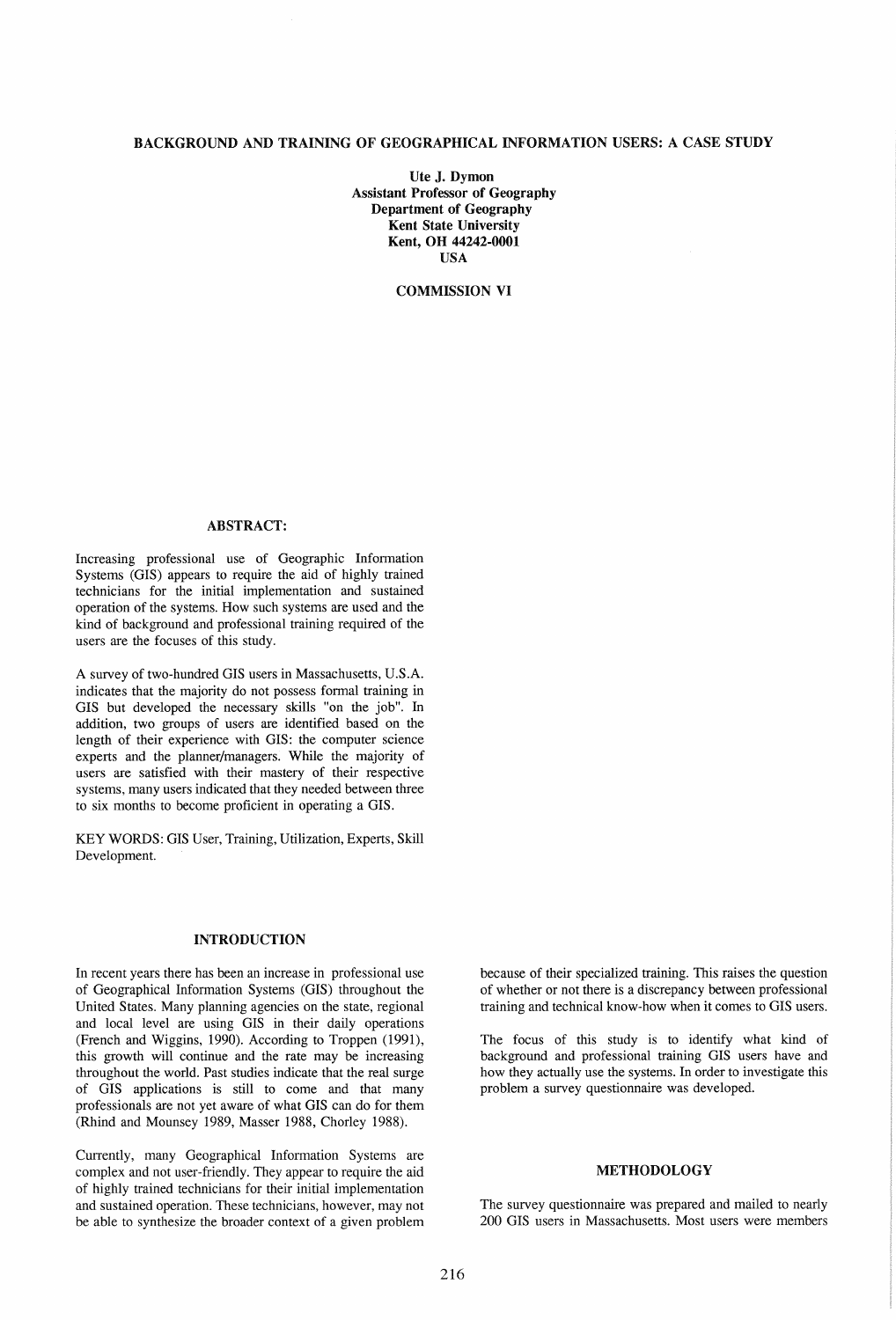# BACKGROUND AND TRAINING OF GEOGRAPHICAL INFORMATION USERS: A CASE STUDY

Ute J. Dymon
Assistant Professor of Geography
Department of Geography
Kent State University
Kent, OH 44242-0001
USA

COMMISSION VI

## ABSTRACT:

Increasing professional use of Geographic Information Systems (GIS) appears to require the aid of highly trained technicians for the initial implementation and sustained operation of the systems. How such systems are used and the kind of background and professional training required of the users are the focuses of this study.

A survey of two-hundred GIS users in Massachusetts, U.S.A. indicates that the majority do not possess formal training in GIS but developed the necessary skills "on the job". In addition, two groups of users are identified based on the length of their experience with GIS: the computer science experts and the planner/managers. While the majority of users are satisfied with their mastery of their respective systems, many users indicated that they needed between three to six months to become proficient in operating a GIS.

KEY WORDS: GIS User, Training, Utilization, Experts, Skill Development.

## INTRODUCTION

In recent years there has been an increase in professional use of Geographical Information Systems (GIS) throughout the United States. Many planning agencies on the state, regional and local level are using GIS in their daily operations (French and Wiggins, 1990). According to Troppen (1991), this growth will continue and the rate may be increasing throughout the world. Past studies indicate that the real surge of GIS applications is still to come and that many professionals are not yet aware of what GIS can do for them (Rhind and Mounsey 1989, Masser 1988, Chorley 1988).

Currently, many Geographical Information Systems are complex and not user-friendly. They appear to require the aid of highly trained technicians for their initial implementation and sustained operation. These technicians, however, may not be able to synthesize the broader context of a given problem because of their specialized training. This raises the question of whether or not there is a discrepancy between professional training and technical know-how when it comes to GIS users.

The focus of this study is to identify what kind of background and professional training GIS users have and how they actually use the systems. In order to investigate this problem a survey questionnaire was developed.

## METHODOLOGY

The survey questionnaire was prepared and mailed to nearly 200 GIS users in Massachusetts. Most users were members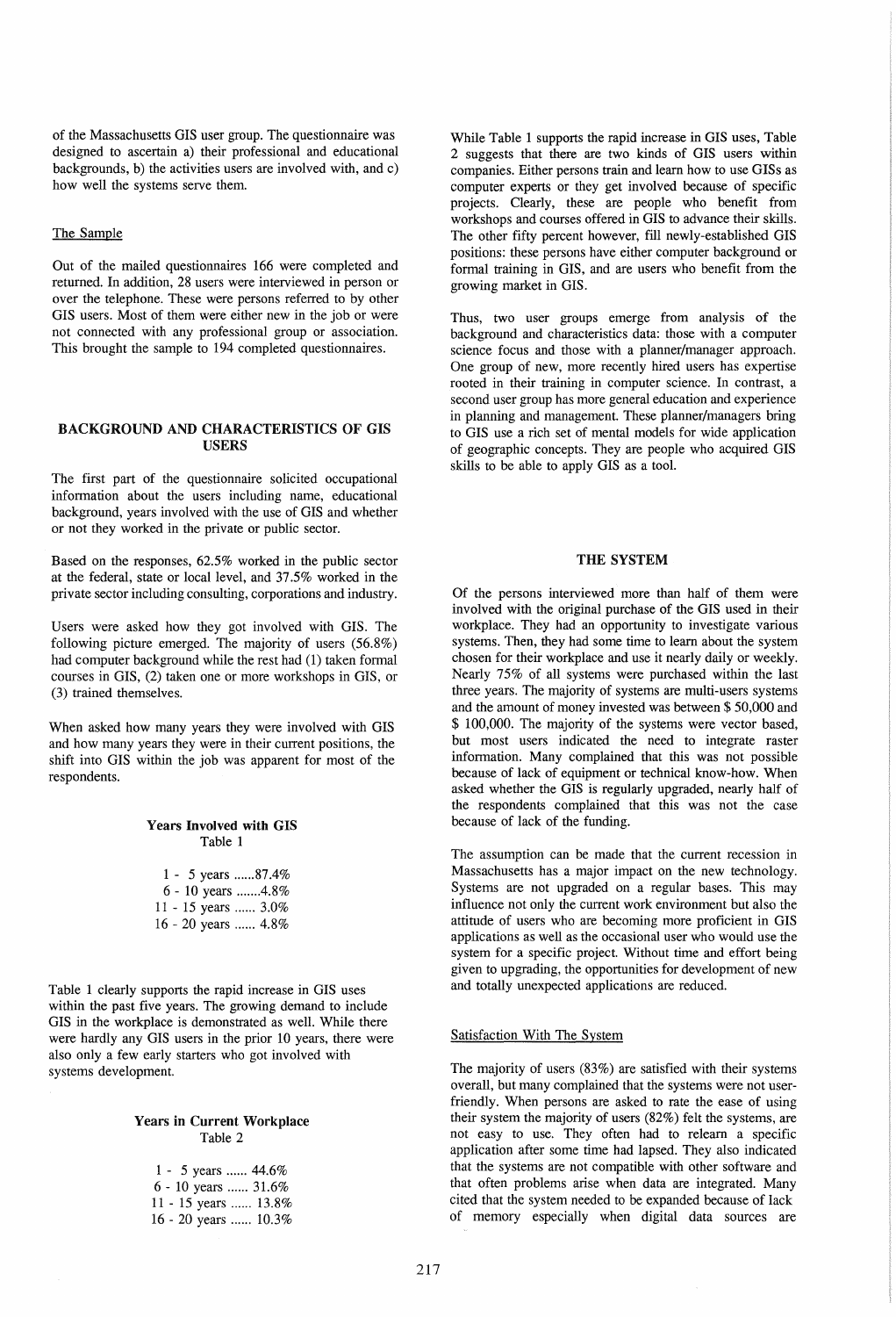of the Massachusetts GIS user group. The questionnaire was designed to ascertain a) their professional and educational backgrounds, b) the activities users are involved with, and c) how well the systems serve them.

### The Sample

Out of the mailed questionnaires 166 were completed and returned. In addition, 28 users were interviewed in person or over the telephone. These were persons referred to by other GIS users. Most of them were either new in the job or were not connected with any professional group or association. This brought the sample to 194 completed questionnaires.

## BACKGROUND AND CHARACTERISTICS OF GIS USERS

The first part of the questionnaire solicited occupational information about the users including name, educational background, years involved with the use of GIS and whether or not they worked in the private or public sector.

Based on the responses, 62.5% worked in the public sector at the federal, state or local level, and 37.5% worked in the private sector including consulting, corporations and industry.

Users were asked how they got involved with GIS. The following picture emerged. The majority of users (56.8%) had computer background while the rest had (1) taken formal courses in GIS, (2) taken one or more workshops in GIS, or (3) trained themselves.

When asked how many years they were involved with GIS and how many years they were in their current positions, the shift into GIS within the job was apparent for most of the respondents.

**Years Involved with GIS**
Table 1

| Years | Percent |
|---|---|
| 1 - 5 years | 87.4% |
| 6 - 10 years | 4.8% |
| 11 - 15 years | 3.0% |
| 16 - 20 years | 4.8% |

Table 1 clearly supports the rapid increase in GIS uses within the past five years. The growing demand to include GIS in the workplace is demonstrated as well. While there were hardly any GIS users in the prior 10 years, there were also only a few early starters who got involved with systems development.

**Years in Current Workplace**
Table 2

| Years | Percent |
|---|---|
| 1 - 5 years | 44.6% |
| 6 - 10 years | 31.6% |
| 11 - 15 years | 13.8% |
| 16 - 20 years | 10.3% |

While Table 1 supports the rapid increase in GIS uses, Table 2 suggests that there are two kinds of GIS users within companies. Either persons train and learn how to use GISs as computer experts or they get involved because of specific projects. Clearly, these are people who benefit from workshops and courses offered in GIS to advance their skills. The other fifty percent however, fill newly-established GIS positions: these persons have either computer background or formal training in GIS, and are users who benefit from the growing market in GIS.

Thus, two user groups emerge from analysis of the background and characteristics data: those with a computer science focus and those with a planner/manager approach. One group of new, more recently hired users has expertise rooted in their training in computer science. In contrast, a second user group has more general education and experience in planning and management. These planner/managers bring to GIS use a rich set of mental models for wide application of geographic concepts. They are people who acquired GIS skills to be able to apply GIS as a tool.

## THE SYSTEM

Of the persons interviewed more than half of them were involved with the original purchase of the GIS used in their workplace. They had an opportunity to investigate various systems. Then, they had some time to learn about the system chosen for their workplace and use it nearly daily or weekly. Nearly 75% of all systems were purchased within the last three years. The majority of systems are multi-users systems and the amount of money invested was between $ 50,000 and $ 100,000. The majority of the systems were vector based, but most users indicated the need to integrate raster information. Many complained that this was not possible because of lack of equipment or technical know-how. When asked whether the GIS is regularly upgraded, nearly half of the respondents complained that this was not the case because of lack of the funding.

The assumption can be made that the current recession in Massachusetts has a major impact on the new technology. Systems are not upgraded on a regular bases. This may influence not only the current work environment but also the attitude of users who are becoming more proficient in GIS applications as well as the occasional user who would use the system for a specific project. Without time and effort being given to upgrading, the opportunities for development of new and totally unexpected applications are reduced.

### Satisfaction With The System

The majority of users (83%) are satisfied with their systems overall, but many complained that the systems were not user-friendly. When persons are asked to rate the ease of using their system the majority of users (82%) felt the systems, are not easy to use. They often had to relearn a specific application after some time had lapsed. They also indicated that the systems are not compatible with other software and that often problems arise when data are integrated. Many cited that the system needed to be expanded because of lack of memory especially when digital data sources are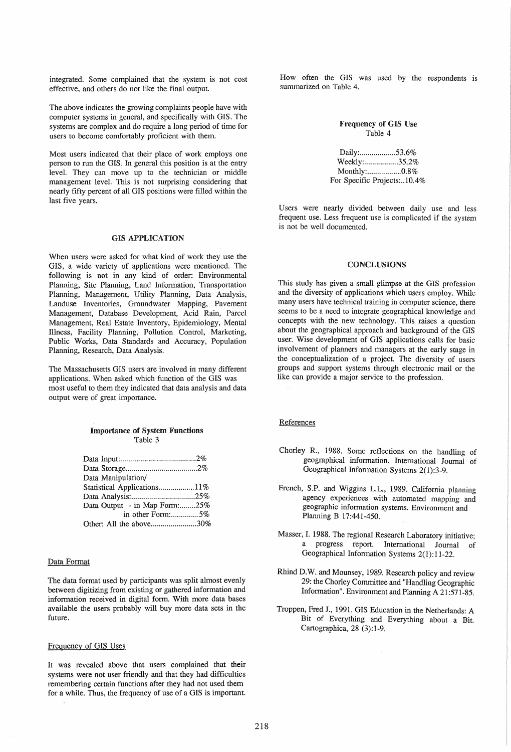integrated. Some complained that the system is not cost effective, and others do not like the final output.

The above indicates the growing complaints people have with computer systems in general, and specifically with GIS. The systems are complex and do require a long period of time for users to become comfortably proficient with them.

Most users indicated that their place of work employs one person to run the GIS. In general this position is at the entry level. They can move up to the technician or middle management level. This is not surprising considering that nearly fifty percent of all GIS positions were filled within the last five years.

### GIS APPLICATION

When users were asked for what kind of work they use the GIS, a wide variety of applications were mentioned. The following is not in any kind of order: Environmental Planning, Site Planning, Land Information, Transportation Planning, Management, Utility Planning, Data Analysis, Landuse Inventories, Groundwater Mapping, Pavement Management, Database Development, Acid Rain, Parcel Management, Real Estate Inventory, Epidemiology, Mental Illness, Facility Planning, Pollution Control, Marketing, Public Works, Data Standards and Accuracy, Population Planning, Research, Data Analysis.

The Massachusetts GIS users are involved in many different applications. When asked which function of the GIS was most useful to them they indicated that data analysis and data output were of great importance.

**Importance of System Functions**
Table 3

| | |
|---|---|
| Data Input: | 2% |
| Data Storage | 2% |
| Data Manipulation/ Statistical Applications | 11% |
| Data Analysis: | 25% |
| Data Output - in Map Form: | 25% |
| in other Form: | 5% |
| Other: All the above | 30% |

#### Data Format

The data format used by participants was split almost evenly between digitizing from existing or gathered information and information received in digital form. With more data bases available the users probably will buy more data sets in the future.

#### Frequency of GIS Uses

It was revealed above that users complained that their systems were not user friendly and that they had difficulties remembering certain functions after they had not used them for a while. Thus, the frequency of use of a GIS is important.

How often the GIS was used by the respondents is summarized on Table 4.

**Frequency of GIS Use**
Table 4

| | |
|---|---|
| Daily: | 53.6% |
| Weekly: | 35.2% |
| Monthly: | 0.8% |
| For Specific Projects: | 10.4% |

Users were nearly divided between daily use and less frequent use. Less frequent use is complicated if the system is not be well documented.

### CONCLUSIONS

This study has given a small glimpse at the GIS profession and the diversity of applications which users employ. While many users have technical training in computer science, there seems to be a need to integrate geographical knowledge and concepts with the new technology. This raises a question about the geographical approach and background of the GIS user. Wise development of GIS applications calls for basic involvement of planners and managers at the early stage in the conceptualization of a project. The diversity of users groups and support systems through electronic mail or the like can provide a major service to the profession.

#### References

Chorley R., 1988. Some reflections on the handling of geographical information. International Journal of Geographical Information Systems 2(1):3-9.

French, S.P. and Wiggins L.L., 1989. California planning agency experiences with automated mapping and geographic information systems. Environment and Planning B 17:441-450.

Masser, I. 1988. The regional Research Laboratory initiative; a progress report. International Journal of Geographical Information Systems 2(1):11-22.

Rhind D.W. and Mounsey, 1989. Research policy and review 29: the Chorley Committee and "Handling Geographic Information". Environment and Planning A 21:571-85.

Troppen, Fred J., 1991. GIS Education in the Netherlands: A Bit of Everything and Everything about a Bit. Cartographica, 28 (3):1-9.